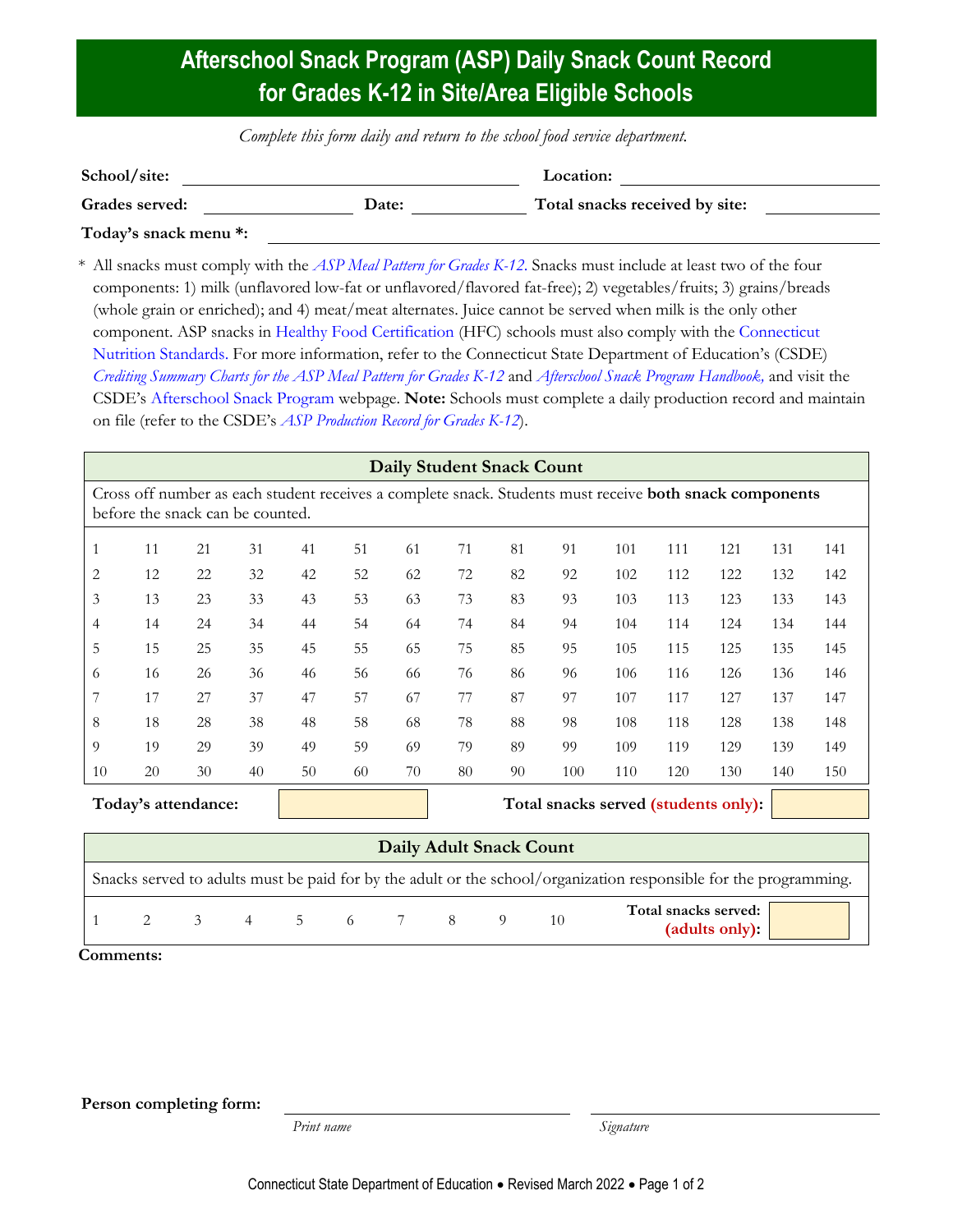# Afterschool Snack Program (ASP) Daily Snack Count Record for Grades K-12 in Site/Area Eligible Schools

*Complete this form daily and return to the school food service department.*

**School/site:** ______________________ **Location:** ______________________

**Grades served:** ____________ **Date:** ____________ **Total snacks received by site:** ____________

**Today's snack menu \*:** ______________________________________________

\* All snacks must comply with the *ASP Meal Pattern for Grades K-12*. Snacks must include at least two of the four components: 1) milk (unflavored low-fat or unflavored/flavored fat-free); 2) vegetables/fruits; 3) grains/breads (whole grain or enriched); and 4) meat/meat alternates. Juice cannot be served when milk is the only other component. ASP snacks in Healthy Food Certification (HFC) schools must also comply with the Connecticut Nutrition Standards. For more information, refer to the Connecticut State Department of Education's (CSDE) *Crediting Summary Charts for the ASP Meal Pattern for Grades K-12* and *Afterschool Snack Program Handbook,* and visit the CSDE's Afterschool Snack Program webpage. **Note:** Schools must complete a daily production record and maintain on file (refer to the CSDE's *ASP Production Record for Grades K-12*).

## Daily Student Snack Count

Cross off number as each student receives a complete snack. Students must receive **both snack components** before the snack can be counted.

| | | | | | | | | | | | | | | |
|---|---|---|---|---|---|---|---|---|---|---|---|---|---|---|
| 1 | 11 | 21 | 31 | 41 | 51 | 61 | 71 | 81 | 91 | 101 | 111 | 121 | 131 | 141 |
| 2 | 12 | 22 | 32 | 42 | 52 | 62 | 72 | 82 | 92 | 102 | 112 | 122 | 132 | 142 |
| 3 | 13 | 23 | 33 | 43 | 53 | 63 | 73 | 83 | 93 | 103 | 113 | 123 | 133 | 143 |
| 4 | 14 | 24 | 34 | 44 | 54 | 64 | 74 | 84 | 94 | 104 | 114 | 124 | 134 | 144 |
| 5 | 15 | 25 | 35 | 45 | 55 | 65 | 75 | 85 | 95 | 105 | 115 | 125 | 135 | 145 |
| 6 | 16 | 26 | 36 | 46 | 56 | 66 | 76 | 86 | 96 | 106 | 116 | 126 | 136 | 146 |
| 7 | 17 | 27 | 37 | 47 | 57 | 67 | 77 | 87 | 97 | 107 | 117 | 127 | 137 | 147 |
| 8 | 18 | 28 | 38 | 48 | 58 | 68 | 78 | 88 | 98 | 108 | 118 | 128 | 138 | 148 |
| 9 | 19 | 29 | 39 | 49 | 59 | 69 | 79 | 89 | 99 | 109 | 119 | 129 | 139 | 149 |
| 10 | 20 | 30 | 40 | 50 | 60 | 70 | 80 | 90 | 100 | 110 | 120 | 130 | 140 | 150 |

**Today's attendance:** __________ **Total snacks served (students only):** __________

## Daily Adult Snack Count

Snacks served to adults must be paid for by the adult or the school/organization responsible for the programming.

| | | | | | | | | | | |
|---|---|---|---|---|---|---|---|---|---|---|
| 1 | 2 | 3 | 4 | 5 | 6 | 7 | 8 | 9 | 10 | **Total snacks served: (adults only):** |

**Comments:**

**Person completing form:** ______________________ ______________________

*Print name* *Signature*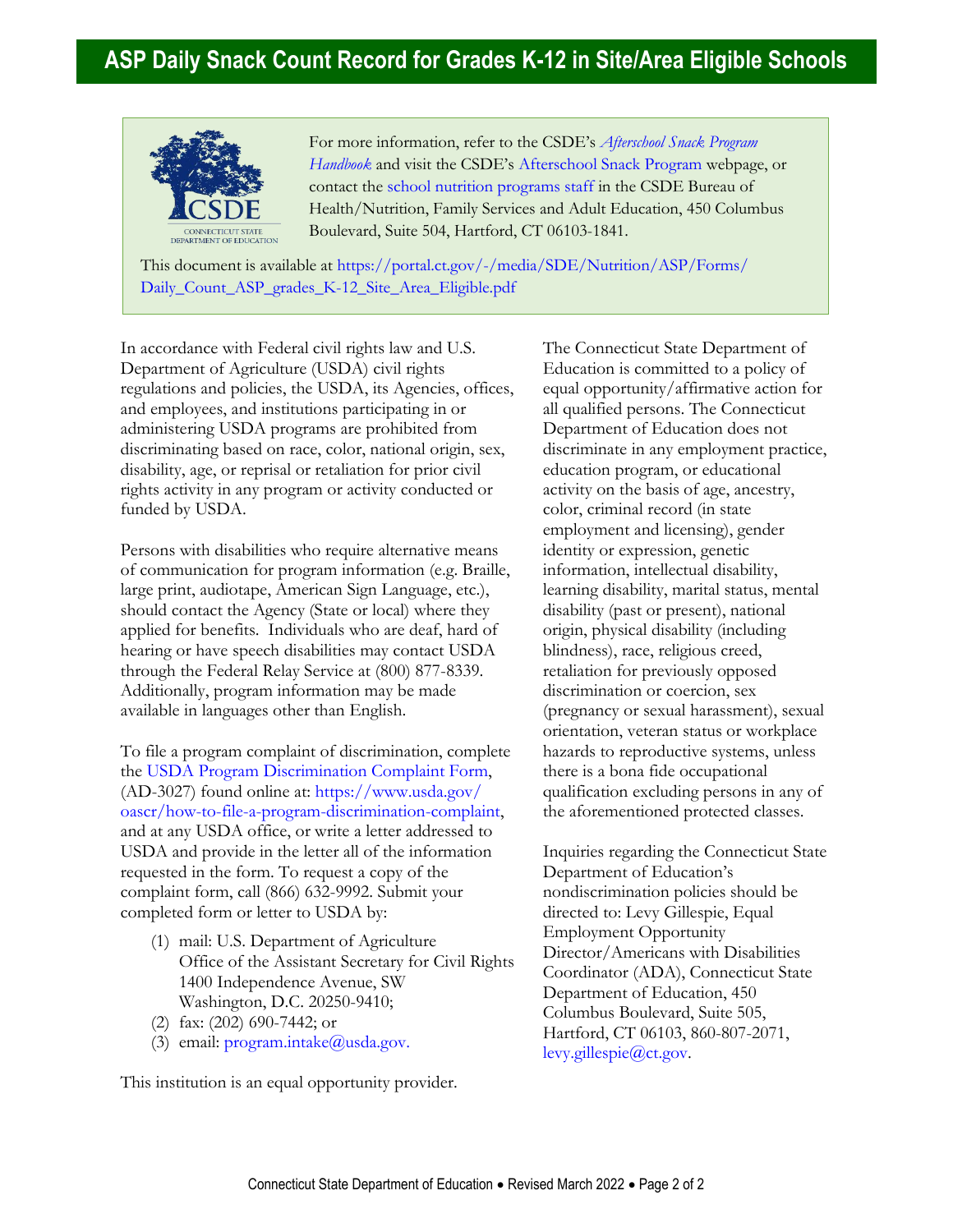# ASP Daily Snack Count Record for Grades K-12 in Site/Area Eligible Schools

For more information, refer to the CSDE's *Afterschool Snack Program Handbook* and visit the CSDE's Afterschool Snack Program webpage, or contact the school nutrition programs staff in the CSDE Bureau of Health/Nutrition, Family Services and Adult Education, 450 Columbus Boulevard, Suite 504, Hartford, CT 06103-1841.

This document is available at https://portal.ct.gov/-/media/SDE/Nutrition/ASP/Forms/Daily_Count_ASP_grades_K-12_Site_Area_Eligible.pdf

In accordance with Federal civil rights law and U.S. Department of Agriculture (USDA) civil rights regulations and policies, the USDA, its Agencies, offices, and employees, and institutions participating in or administering USDA programs are prohibited from discriminating based on race, color, national origin, sex, disability, age, or reprisal or retaliation for prior civil rights activity in any program or activity conducted or funded by USDA.

Persons with disabilities who require alternative means of communication for program information (e.g. Braille, large print, audiotape, American Sign Language, etc.), should contact the Agency (State or local) where they applied for benefits. Individuals who are deaf, hard of hearing or have speech disabilities may contact USDA through the Federal Relay Service at (800) 877-8339. Additionally, program information may be made available in languages other than English.

To file a program complaint of discrimination, complete the USDA Program Discrimination Complaint Form, (AD-3027) found online at: https://www.usda.gov/oascr/how-to-file-a-program-discrimination-complaint, and at any USDA office, or write a letter addressed to USDA and provide in the letter all of the information requested in the form. To request a copy of the complaint form, call (866) 632-9992. Submit your completed form or letter to USDA by:

(1) mail: U.S. Department of Agriculture
Office of the Assistant Secretary for Civil Rights
1400 Independence Avenue, SW
Washington, D.C. 20250-9410;
(2) fax: (202) 690-7442; or
(3) email: program.intake@usda.gov.

This institution is an equal opportunity provider.

The Connecticut State Department of Education is committed to a policy of equal opportunity/affirmative action for all qualified persons. The Connecticut Department of Education does not discriminate in any employment practice, education program, or educational activity on the basis of age, ancestry, color, criminal record (in state employment and licensing), gender identity or expression, genetic information, intellectual disability, learning disability, marital status, mental disability (past or present), national origin, physical disability (including blindness), race, religious creed, retaliation for previously opposed discrimination or coercion, sex (pregnancy or sexual harassment), sexual orientation, veteran status or workplace hazards to reproductive systems, unless there is a bona fide occupational qualification excluding persons in any of the aforementioned protected classes.

Inquiries regarding the Connecticut State Department of Education's nondiscrimination policies should be directed to: Levy Gillespie, Equal Employment Opportunity Director/Americans with Disabilities Coordinator (ADA), Connecticut State Department of Education, 450 Columbus Boulevard, Suite 505, Hartford, CT 06103, 860-807-2071, levy.gillespie@ct.gov.